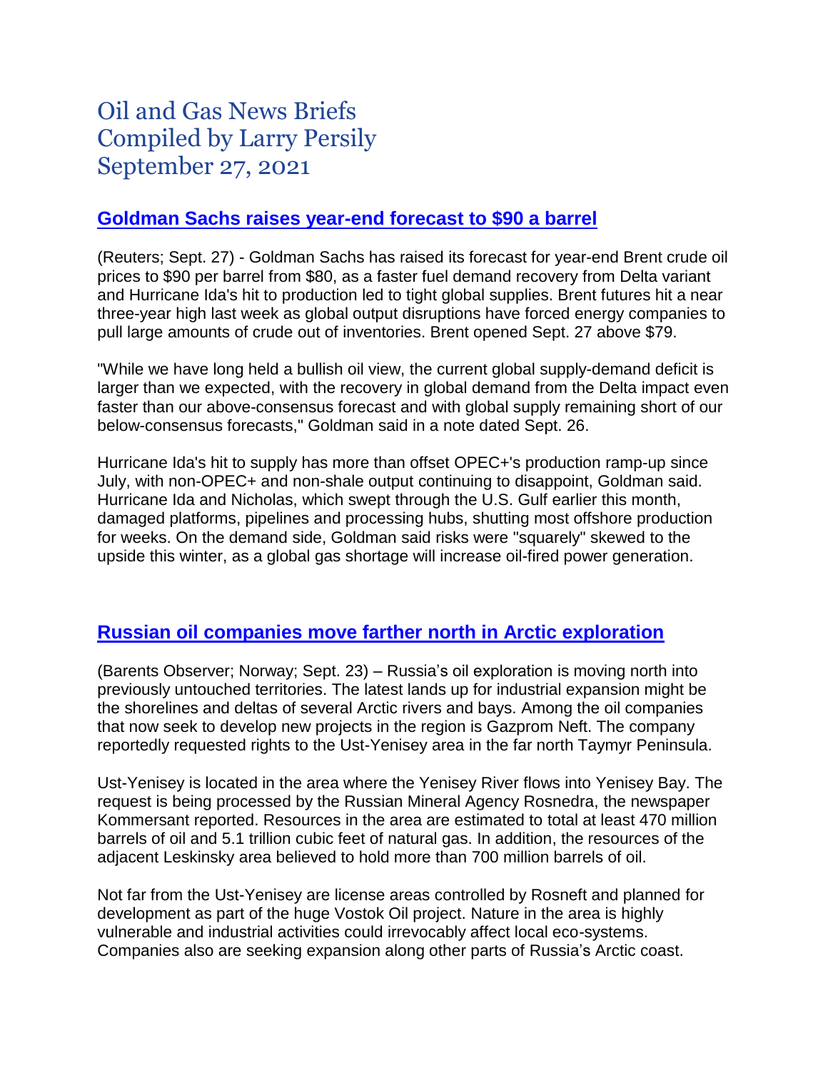# Oil and Gas News Briefs
# Compiled by Larry Persily
# September 27, 2021

## Goldman Sachs raises year-end forecast to $90 a barrel

(Reuters; Sept. 27) - Goldman Sachs has raised its forecast for year-end Brent crude oil prices to $90 per barrel from $80, as a faster fuel demand recovery from Delta variant and Hurricane Ida's hit to production led to tight global supplies. Brent futures hit a near three-year high last week as global output disruptions have forced energy companies to pull large amounts of crude out of inventories. Brent opened Sept. 27 above $79.

"While we have long held a bullish oil view, the current global supply-demand deficit is larger than we expected, with the recovery in global demand from the Delta impact even faster than our above-consensus forecast and with global supply remaining short of our below-consensus forecasts," Goldman said in a note dated Sept. 26.

Hurricane Ida's hit to supply has more than offset OPEC+'s production ramp-up since July, with non-OPEC+ and non-shale output continuing to disappoint, Goldman said. Hurricane Ida and Nicholas, which swept through the U.S. Gulf earlier this month, damaged platforms, pipelines and processing hubs, shutting most offshore production for weeks. On the demand side, Goldman said risks were "squarely" skewed to the upside this winter, as a global gas shortage will increase oil-fired power generation.

## Russian oil companies move farther north in Arctic exploration

(Barents Observer; Norway; Sept. 23) – Russia's oil exploration is moving north into previously untouched territories. The latest lands up for industrial expansion might be the shorelines and deltas of several Arctic rivers and bays. Among the oil companies that now seek to develop new projects in the region is Gazprom Neft. The company reportedly requested rights to the Ust-Yenisey area in the far north Taymyr Peninsula.

Ust-Yenisey is located in the area where the Yenisey River flows into Yenisey Bay. The request is being processed by the Russian Mineral Agency Rosnedra, the newspaper Kommersant reported. Resources in the area are estimated to total at least 470 million barrels of oil and 5.1 trillion cubic feet of natural gas. In addition, the resources of the adjacent Leskinsky area believed to hold more than 700 million barrels of oil.

Not far from the Ust-Yenisey are license areas controlled by Rosneft and planned for development as part of the huge Vostok Oil project. Nature in the area is highly vulnerable and industrial activities could irrevocably affect local eco-systems. Companies also are seeking expansion along other parts of Russia's Arctic coast.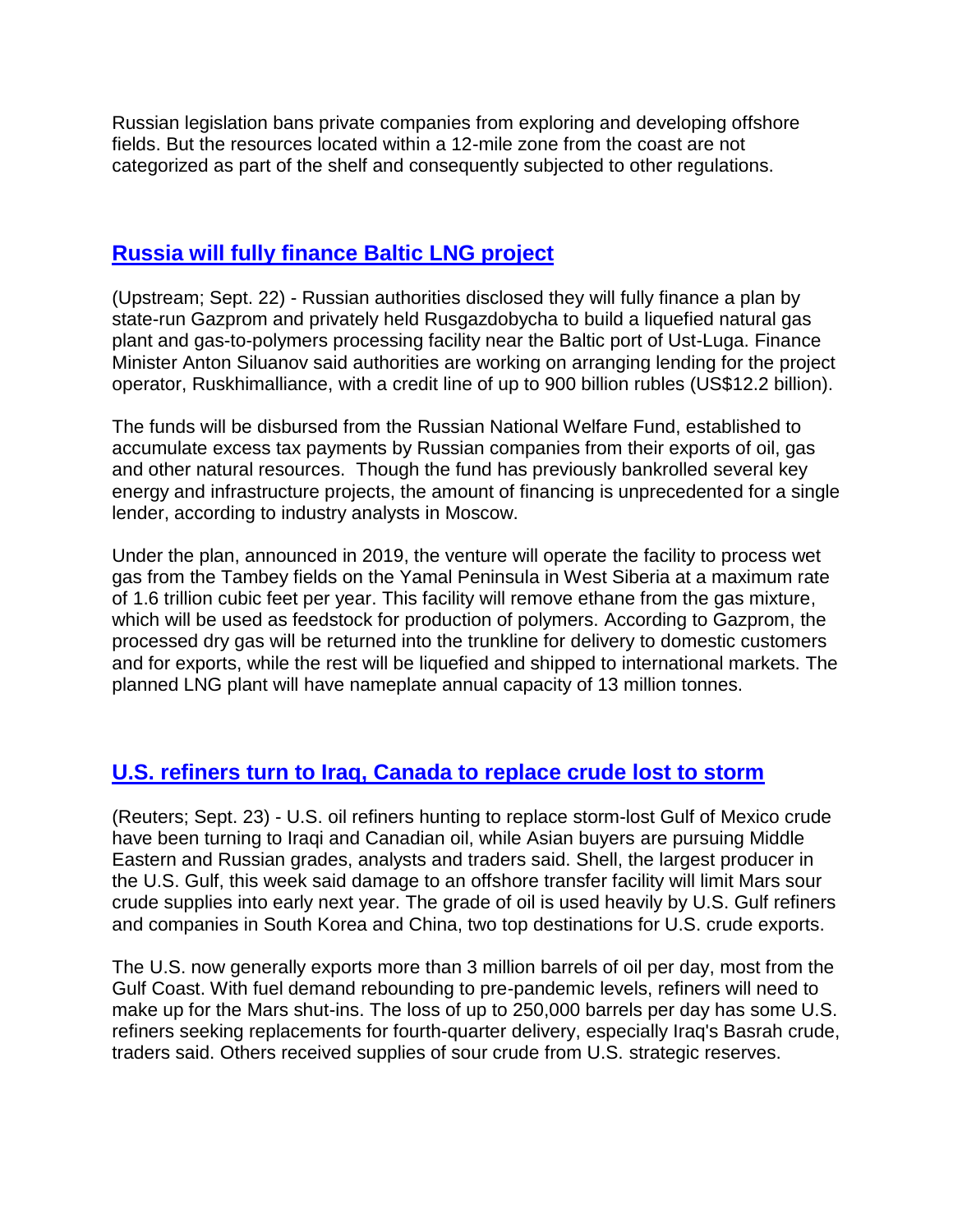Russian legislation bans private companies from exploring and developing offshore fields. But the resources located within a 12-mile zone from the coast are not categorized as part of the shelf and consequently subjected to other regulations.

## **Russia will fully finance Baltic LNG project**

(Upstream; Sept. 22) - Russian authorities disclosed they will fully finance a plan by state-run Gazprom and privately held Rusgazdobycha to build a liquefied natural gas plant and gas-to-polymers processing facility near the Baltic port of Ust-Luga. Finance Minister Anton Siluanov said authorities are working on arranging lending for the project operator, Ruskhimalliance, with a credit line of up to 900 billion rubles (US$12.2 billion).

The funds will be disbursed from the Russian National Welfare Fund, established to accumulate excess tax payments by Russian companies from their exports of oil, gas and other natural resources. Though the fund has previously bankrolled several key energy and infrastructure projects, the amount of financing is unprecedented for a single lender, according to industry analysts in Moscow.

Under the plan, announced in 2019, the venture will operate the facility to process wet gas from the Tambey fields on the Yamal Peninsula in West Siberia at a maximum rate of 1.6 trillion cubic feet per year. This facility will remove ethane from the gas mixture, which will be used as feedstock for production of polymers. According to Gazprom, the processed dry gas will be returned into the trunkline for delivery to domestic customers and for exports, while the rest will be liquefied and shipped to international markets. The planned LNG plant will have nameplate annual capacity of 13 million tonnes.

## **U.S. refiners turn to Iraq, Canada to replace crude lost to storm**

(Reuters; Sept. 23) - U.S. oil refiners hunting to replace storm-lost Gulf of Mexico crude have been turning to Iraqi and Canadian oil, while Asian buyers are pursuing Middle Eastern and Russian grades, analysts and traders said. Shell, the largest producer in the U.S. Gulf, this week said damage to an offshore transfer facility will limit Mars sour crude supplies into early next year. The grade of oil is used heavily by U.S. Gulf refiners and companies in South Korea and China, two top destinations for U.S. crude exports.

The U.S. now generally exports more than 3 million barrels of oil per day, most from the Gulf Coast. With fuel demand rebounding to pre-pandemic levels, refiners will need to make up for the Mars shut-ins. The loss of up to 250,000 barrels per day has some U.S. refiners seeking replacements for fourth-quarter delivery, especially Iraq's Basrah crude, traders said. Others received supplies of sour crude from U.S. strategic reserves.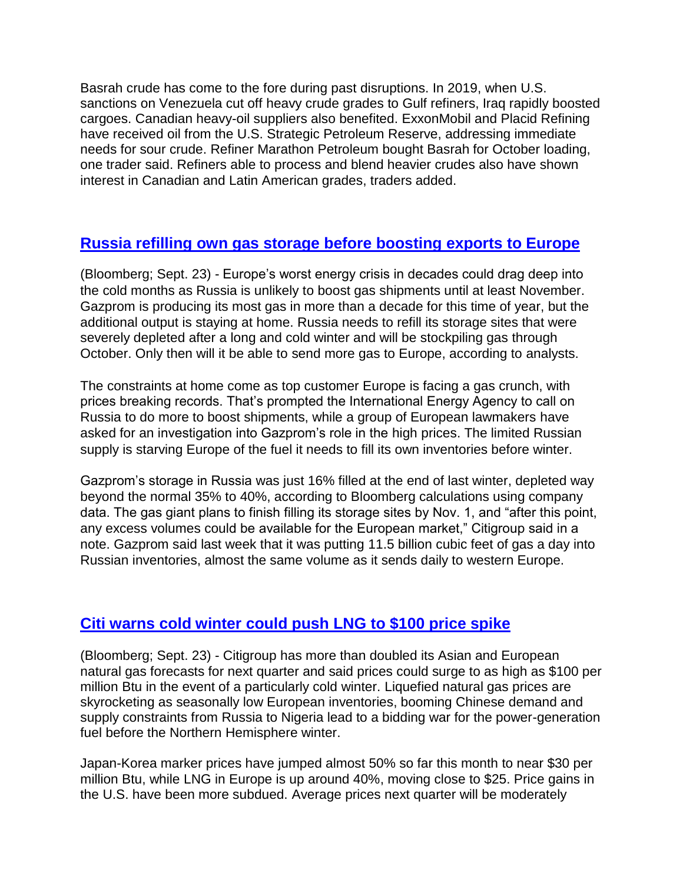Basrah crude has come to the fore during past disruptions. In 2019, when U.S. sanctions on Venezuela cut off heavy crude grades to Gulf refiners, Iraq rapidly boosted cargoes. Canadian heavy-oil suppliers also benefited. ExxonMobil and Placid Refining have received oil from the U.S. Strategic Petroleum Reserve, addressing immediate needs for sour crude. Refiner Marathon Petroleum bought Basrah for October loading, one trader said. Refiners able to process and blend heavier crudes also have shown interest in Canadian and Latin American grades, traders added.

## Russia refilling own gas storage before boosting exports to Europe

(Bloomberg; Sept. 23) - Europe's worst energy crisis in decades could drag deep into the cold months as Russia is unlikely to boost gas shipments until at least November. Gazprom is producing its most gas in more than a decade for this time of year, but the additional output is staying at home. Russia needs to refill its storage sites that were severely depleted after a long and cold winter and will be stockpiling gas through October. Only then will it be able to send more gas to Europe, according to analysts.

The constraints at home come as top customer Europe is facing a gas crunch, with prices breaking records. That's prompted the International Energy Agency to call on Russia to do more to boost shipments, while a group of European lawmakers have asked for an investigation into Gazprom's role in the high prices. The limited Russian supply is starving Europe of the fuel it needs to fill its own inventories before winter.

Gazprom's storage in Russia was just 16% filled at the end of last winter, depleted way beyond the normal 35% to 40%, according to Bloomberg calculations using company data. The gas giant plans to finish filling its storage sites by Nov. 1, and "after this point, any excess volumes could be available for the European market," Citigroup said in a note. Gazprom said last week that it was putting 11.5 billion cubic feet of gas a day into Russian inventories, almost the same volume as it sends daily to western Europe.

## Citi warns cold winter could push LNG to $100 price spike

(Bloomberg; Sept. 23) - Citigroup has more than doubled its Asian and European natural gas forecasts for next quarter and said prices could surge to as high as $100 per million Btu in the event of a particularly cold winter. Liquefied natural gas prices are skyrocketing as seasonally low European inventories, booming Chinese demand and supply constraints from Russia to Nigeria lead to a bidding war for the power-generation fuel before the Northern Hemisphere winter.

Japan-Korea marker prices have jumped almost 50% so far this month to near $30 per million Btu, while LNG in Europe is up around 40%, moving close to $25. Price gains in the U.S. have been more subdued. Average prices next quarter will be moderately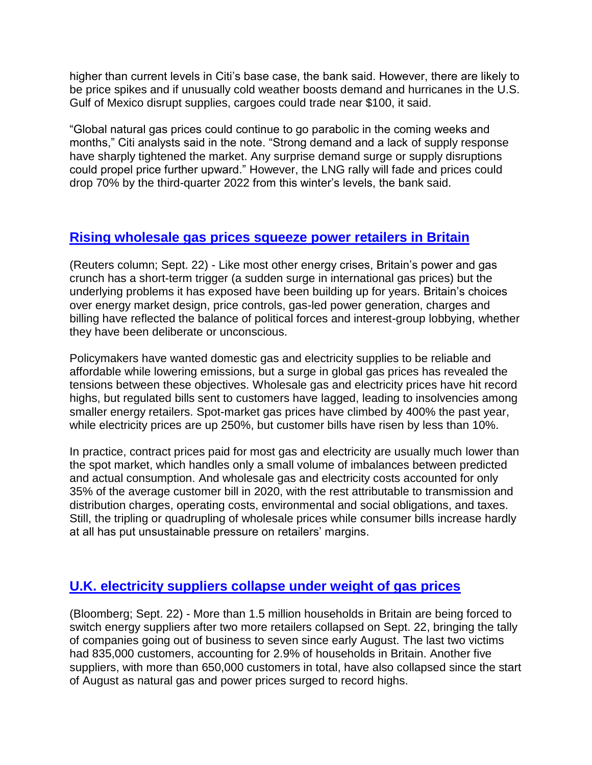higher than current levels in Citi's base case, the bank said. However, there are likely to be price spikes and if unusually cold weather boosts demand and hurricanes in the U.S. Gulf of Mexico disrupt supplies, cargoes could trade near $100, it said.

"Global natural gas prices could continue to go parabolic in the coming weeks and months," Citi analysts said in the note. "Strong demand and a lack of supply response have sharply tightened the market. Any surprise demand surge or supply disruptions could propel price further upward." However, the LNG rally will fade and prices could drop 70% by the third-quarter 2022 from this winter's levels, the bank said.

## Rising wholesale gas prices squeeze power retailers in Britain

(Reuters column; Sept. 22) - Like most other energy crises, Britain's power and gas crunch has a short-term trigger (a sudden surge in international gas prices) but the underlying problems it has exposed have been building up for years. Britain's choices over energy market design, price controls, gas-led power generation, charges and billing have reflected the balance of political forces and interest-group lobbying, whether they have been deliberate or unconscious.

Policymakers have wanted domestic gas and electricity supplies to be reliable and affordable while lowering emissions, but a surge in global gas prices has revealed the tensions between these objectives. Wholesale gas and electricity prices have hit record highs, but regulated bills sent to customers have lagged, leading to insolvencies among smaller energy retailers. Spot-market gas prices have climbed by 400% the past year, while electricity prices are up 250%, but customer bills have risen by less than 10%.

In practice, contract prices paid for most gas and electricity are usually much lower than the spot market, which handles only a small volume of imbalances between predicted and actual consumption. And wholesale gas and electricity costs accounted for only 35% of the average customer bill in 2020, with the rest attributable to transmission and distribution charges, operating costs, environmental and social obligations, and taxes. Still, the tripling or quadrupling of wholesale prices while consumer bills increase hardly at all has put unsustainable pressure on retailers' margins.

## U.K. electricity suppliers collapse under weight of gas prices

(Bloomberg; Sept. 22) - More than 1.5 million households in Britain are being forced to switch energy suppliers after two more retailers collapsed on Sept. 22, bringing the tally of companies going out of business to seven since early August. The last two victims had 835,000 customers, accounting for 2.9% of households in Britain. Another five suppliers, with more than 650,000 customers in total, have also collapsed since the start of August as natural gas and power prices surged to record highs.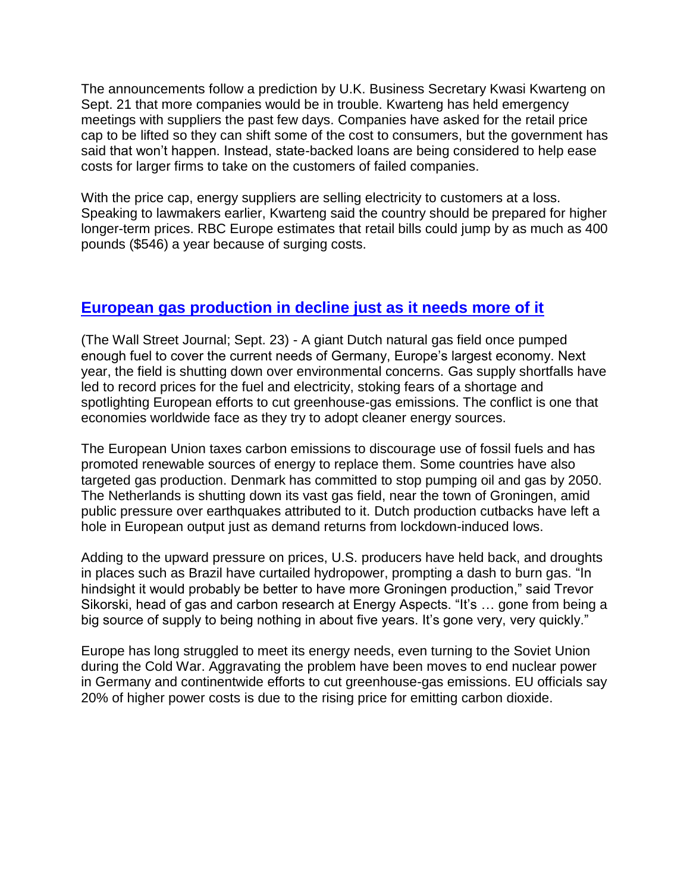The announcements follow a prediction by U.K. Business Secretary Kwasi Kwarteng on Sept. 21 that more companies would be in trouble. Kwarteng has held emergency meetings with suppliers the past few days. Companies have asked for the retail price cap to be lifted so they can shift some of the cost to consumers, but the government has said that won't happen. Instead, state-backed loans are being considered to help ease costs for larger firms to take on the customers of failed companies.

With the price cap, energy suppliers are selling electricity to customers at a loss. Speaking to lawmakers earlier, Kwarteng said the country should be prepared for higher longer-term prices. RBC Europe estimates that retail bills could jump by as much as 400 pounds ($546) a year because of surging costs.

## European gas production in decline just as it needs more of it

(The Wall Street Journal; Sept. 23) - A giant Dutch natural gas field once pumped enough fuel to cover the current needs of Germany, Europe's largest economy. Next year, the field is shutting down over environmental concerns. Gas supply shortfalls have led to record prices for the fuel and electricity, stoking fears of a shortage and spotlighting European efforts to cut greenhouse-gas emissions. The conflict is one that economies worldwide face as they try to adopt cleaner energy sources.

The European Union taxes carbon emissions to discourage use of fossil fuels and has promoted renewable sources of energy to replace them. Some countries have also targeted gas production. Denmark has committed to stop pumping oil and gas by 2050. The Netherlands is shutting down its vast gas field, near the town of Groningen, amid public pressure over earthquakes attributed to it. Dutch production cutbacks have left a hole in European output just as demand returns from lockdown-induced lows.

Adding to the upward pressure on prices, U.S. producers have held back, and droughts in places such as Brazil have curtailed hydropower, prompting a dash to burn gas. "In hindsight it would probably be better to have more Groningen production," said Trevor Sikorski, head of gas and carbon research at Energy Aspects. "It's … gone from being a big source of supply to being nothing in about five years. It's gone very, very quickly."

Europe has long struggled to meet its energy needs, even turning to the Soviet Union during the Cold War. Aggravating the problem have been moves to end nuclear power in Germany and continentwide efforts to cut greenhouse-gas emissions. EU officials say 20% of higher power costs is due to the rising price for emitting carbon dioxide.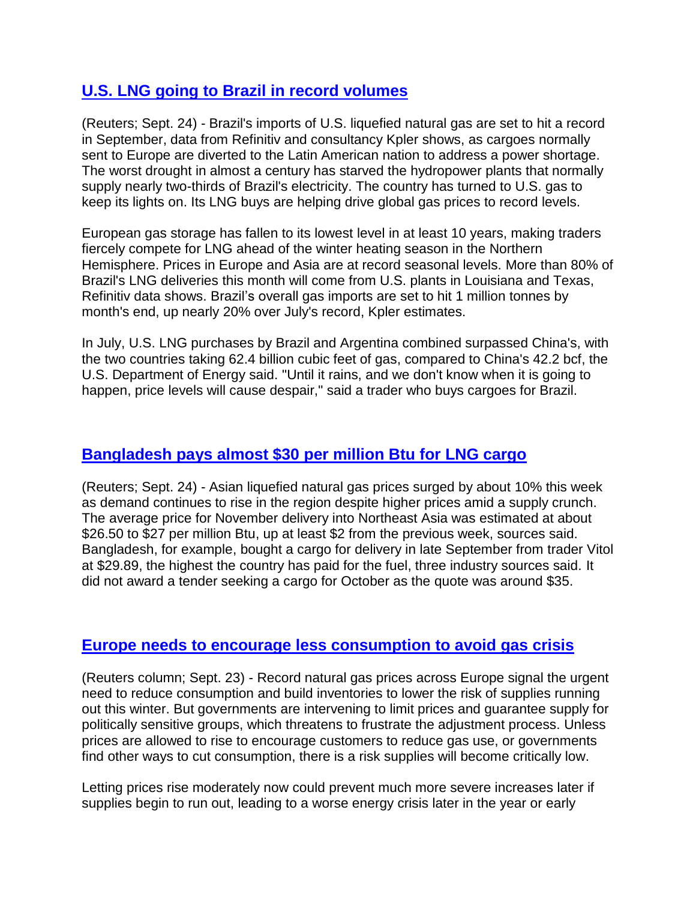## U.S. LNG going to Brazil in record volumes

(Reuters; Sept. 24) - Brazil's imports of U.S. liquefied natural gas are set to hit a record in September, data from Refinitiv and consultancy Kpler shows, as cargoes normally sent to Europe are diverted to the Latin American nation to address a power shortage. The worst drought in almost a century has starved the hydropower plants that normally supply nearly two-thirds of Brazil's electricity. The country has turned to U.S. gas to keep its lights on. Its LNG buys are helping drive global gas prices to record levels.

European gas storage has fallen to its lowest level in at least 10 years, making traders fiercely compete for LNG ahead of the winter heating season in the Northern Hemisphere. Prices in Europe and Asia are at record seasonal levels. More than 80% of Brazil's LNG deliveries this month will come from U.S. plants in Louisiana and Texas, Refinitiv data shows. Brazil's overall gas imports are set to hit 1 million tonnes by month's end, up nearly 20% over July's record, Kpler estimates.

In July, U.S. LNG purchases by Brazil and Argentina combined surpassed China's, with the two countries taking 62.4 billion cubic feet of gas, compared to China's 42.2 bcf, the U.S. Department of Energy said. "Until it rains, and we don't know when it is going to happen, price levels will cause despair," said a trader who buys cargoes for Brazil.

## Bangladesh pays almost $30 per million Btu for LNG cargo

(Reuters; Sept. 24) - Asian liquefied natural gas prices surged by about 10% this week as demand continues to rise in the region despite higher prices amid a supply crunch. The average price for November delivery into Northeast Asia was estimated at about $26.50 to $27 per million Btu, up at least $2 from the previous week, sources said. Bangladesh, for example, bought a cargo for delivery in late September from trader Vitol at $29.89, the highest the country has paid for the fuel, three industry sources said. It did not award a tender seeking a cargo for October as the quote was around $35.

## Europe needs to encourage less consumption to avoid gas crisis

(Reuters column; Sept. 23) - Record natural gas prices across Europe signal the urgent need to reduce consumption and build inventories to lower the risk of supplies running out this winter. But governments are intervening to limit prices and guarantee supply for politically sensitive groups, which threatens to frustrate the adjustment process. Unless prices are allowed to rise to encourage customers to reduce gas use, or governments find other ways to cut consumption, there is a risk supplies will become critically low.

Letting prices rise moderately now could prevent much more severe increases later if supplies begin to run out, leading to a worse energy crisis later in the year or early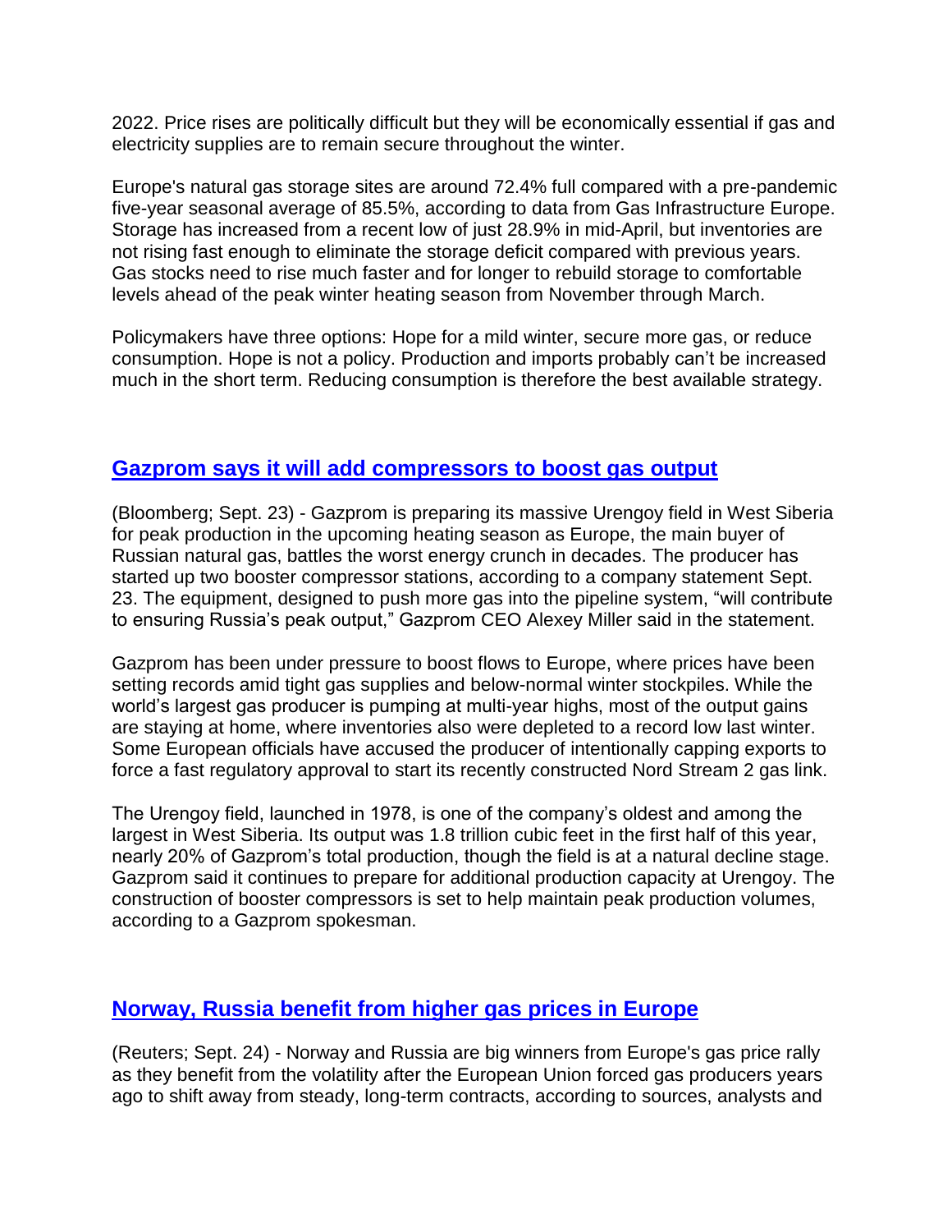2022. Price rises are politically difficult but they will be economically essential if gas and electricity supplies are to remain secure throughout the winter.

Europe's natural gas storage sites are around 72.4% full compared with a pre-pandemic five-year seasonal average of 85.5%, according to data from Gas Infrastructure Europe. Storage has increased from a recent low of just 28.9% in mid-April, but inventories are not rising fast enough to eliminate the storage deficit compared with previous years. Gas stocks need to rise much faster and for longer to rebuild storage to comfortable levels ahead of the peak winter heating season from November through March.

Policymakers have three options: Hope for a mild winter, secure more gas, or reduce consumption. Hope is not a policy. Production and imports probably can't be increased much in the short term. Reducing consumption is therefore the best available strategy.

## Gazprom says it will add compressors to boost gas output

(Bloomberg; Sept. 23) - Gazprom is preparing its massive Urengoy field in West Siberia for peak production in the upcoming heating season as Europe, the main buyer of Russian natural gas, battles the worst energy crunch in decades. The producer has started up two booster compressor stations, according to a company statement Sept. 23. The equipment, designed to push more gas into the pipeline system, "will contribute to ensuring Russia's peak output," Gazprom CEO Alexey Miller said in the statement.

Gazprom has been under pressure to boost flows to Europe, where prices have been setting records amid tight gas supplies and below-normal winter stockpiles. While the world's largest gas producer is pumping at multi-year highs, most of the output gains are staying at home, where inventories also were depleted to a record low last winter. Some European officials have accused the producer of intentionally capping exports to force a fast regulatory approval to start its recently constructed Nord Stream 2 gas link.

The Urengoy field, launched in 1978, is one of the company's oldest and among the largest in West Siberia. Its output was 1.8 trillion cubic feet in the first half of this year, nearly 20% of Gazprom's total production, though the field is at a natural decline stage. Gazprom said it continues to prepare for additional production capacity at Urengoy. The construction of booster compressors is set to help maintain peak production volumes, according to a Gazprom spokesman.

## Norway, Russia benefit from higher gas prices in Europe

(Reuters; Sept. 24) - Norway and Russia are big winners from Europe's gas price rally as they benefit from the volatility after the European Union forced gas producers years ago to shift away from steady, long-term contracts, according to sources, analysts and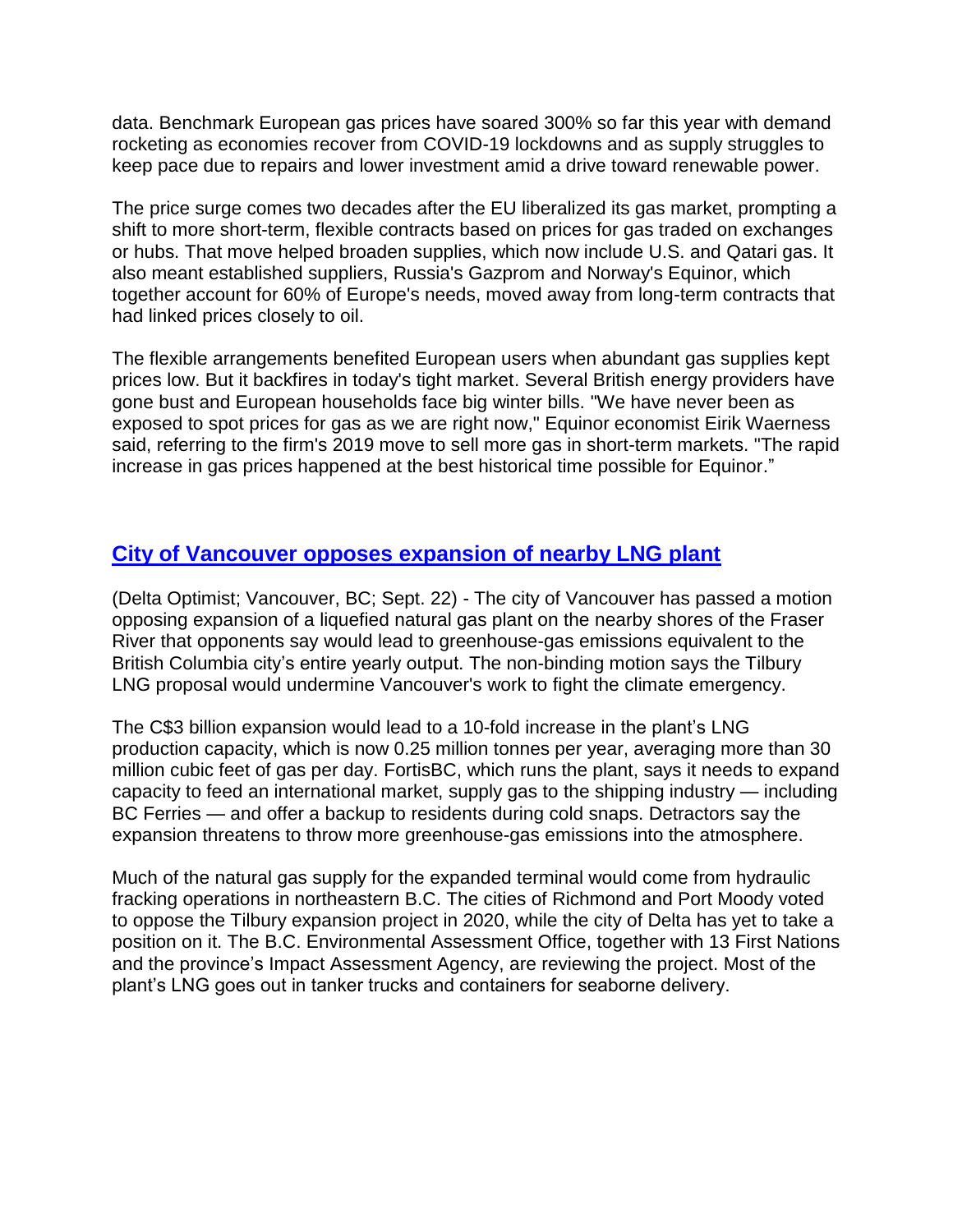data. Benchmark European gas prices have soared 300% so far this year with demand rocketing as economies recover from COVID-19 lockdowns and as supply struggles to keep pace due to repairs and lower investment amid a drive toward renewable power.

The price surge comes two decades after the EU liberalized its gas market, prompting a shift to more short-term, flexible contracts based on prices for gas traded on exchanges or hubs. That move helped broaden supplies, which now include U.S. and Qatari gas. It also meant established suppliers, Russia's Gazprom and Norway's Equinor, which together account for 60% of Europe's needs, moved away from long-term contracts that had linked prices closely to oil.

The flexible arrangements benefited European users when abundant gas supplies kept prices low. But it backfires in today's tight market. Several British energy providers have gone bust and European households face big winter bills. "We have never been as exposed to spot prices for gas as we are right now," Equinor economist Eirik Waerness said, referring to the firm's 2019 move to sell more gas in short-term markets. "The rapid increase in gas prices happened at the best historical time possible for Equinor."

## City of Vancouver opposes expansion of nearby LNG plant

(Delta Optimist; Vancouver, BC; Sept. 22) - The city of Vancouver has passed a motion opposing expansion of a liquefied natural gas plant on the nearby shores of the Fraser River that opponents say would lead to greenhouse-gas emissions equivalent to the British Columbia city's entire yearly output. The non-binding motion says the Tilbury LNG proposal would undermine Vancouver's work to fight the climate emergency.

The C$3 billion expansion would lead to a 10-fold increase in the plant's LNG production capacity, which is now 0.25 million tonnes per year, averaging more than 30 million cubic feet of gas per day. FortisBC, which runs the plant, says it needs to expand capacity to feed an international market, supply gas to the shipping industry — including BC Ferries — and offer a backup to residents during cold snaps. Detractors say the expansion threatens to throw more greenhouse-gas emissions into the atmosphere.

Much of the natural gas supply for the expanded terminal would come from hydraulic fracking operations in northeastern B.C. The cities of Richmond and Port Moody voted to oppose the Tilbury expansion project in 2020, while the city of Delta has yet to take a position on it. The B.C. Environmental Assessment Office, together with 13 First Nations and the province's Impact Assessment Agency, are reviewing the project. Most of the plant's LNG goes out in tanker trucks and containers for seaborne delivery.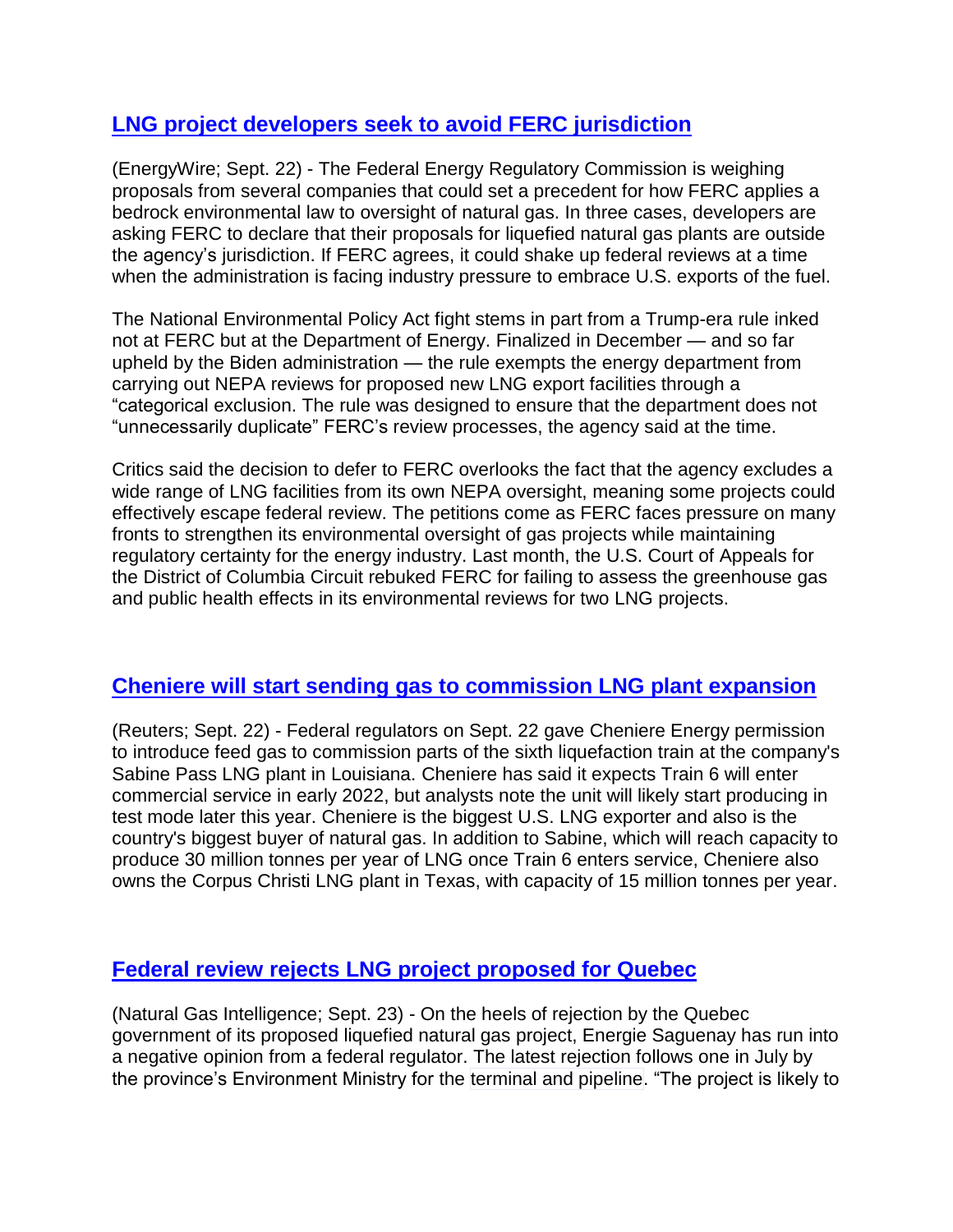## LNG project developers seek to avoid FERC jurisdiction

(EnergyWire; Sept. 22) - The Federal Energy Regulatory Commission is weighing proposals from several companies that could set a precedent for how FERC applies a bedrock environmental law to oversight of natural gas. In three cases, developers are asking FERC to declare that their proposals for liquefied natural gas plants are outside the agency's jurisdiction. If FERC agrees, it could shake up federal reviews at a time when the administration is facing industry pressure to embrace U.S. exports of the fuel.

The National Environmental Policy Act fight stems in part from a Trump-era rule inked not at FERC but at the Department of Energy. Finalized in December — and so far upheld by the Biden administration — the rule exempts the energy department from carrying out NEPA reviews for proposed new LNG export facilities through a "categorical exclusion. The rule was designed to ensure that the department does not "unnecessarily duplicate" FERC's review processes, the agency said at the time.

Critics said the decision to defer to FERC overlooks the fact that the agency excludes a wide range of LNG facilities from its own NEPA oversight, meaning some projects could effectively escape federal review. The petitions come as FERC faces pressure on many fronts to strengthen its environmental oversight of gas projects while maintaining regulatory certainty for the energy industry. Last month, the U.S. Court of Appeals for the District of Columbia Circuit rebuked FERC for failing to assess the greenhouse gas and public health effects in its environmental reviews for two LNG projects.

## Cheniere will start sending gas to commission LNG plant expansion

(Reuters; Sept. 22) - Federal regulators on Sept. 22 gave Cheniere Energy permission to introduce feed gas to commission parts of the sixth liquefaction train at the company's Sabine Pass LNG plant in Louisiana. Cheniere has said it expects Train 6 will enter commercial service in early 2022, but analysts note the unit will likely start producing in test mode later this year. Cheniere is the biggest U.S. LNG exporter and also is the country's biggest buyer of natural gas. In addition to Sabine, which will reach capacity to produce 30 million tonnes per year of LNG once Train 6 enters service, Cheniere also owns the Corpus Christi LNG plant in Texas, with capacity of 15 million tonnes per year.

## Federal review rejects LNG project proposed for Quebec

(Natural Gas Intelligence; Sept. 23) - On the heels of rejection by the Quebec government of its proposed liquefied natural gas project, Energie Saguenay has run into a negative opinion from a federal regulator. The latest rejection follows one in July by the province's Environment Ministry for the terminal and pipeline. "The project is likely to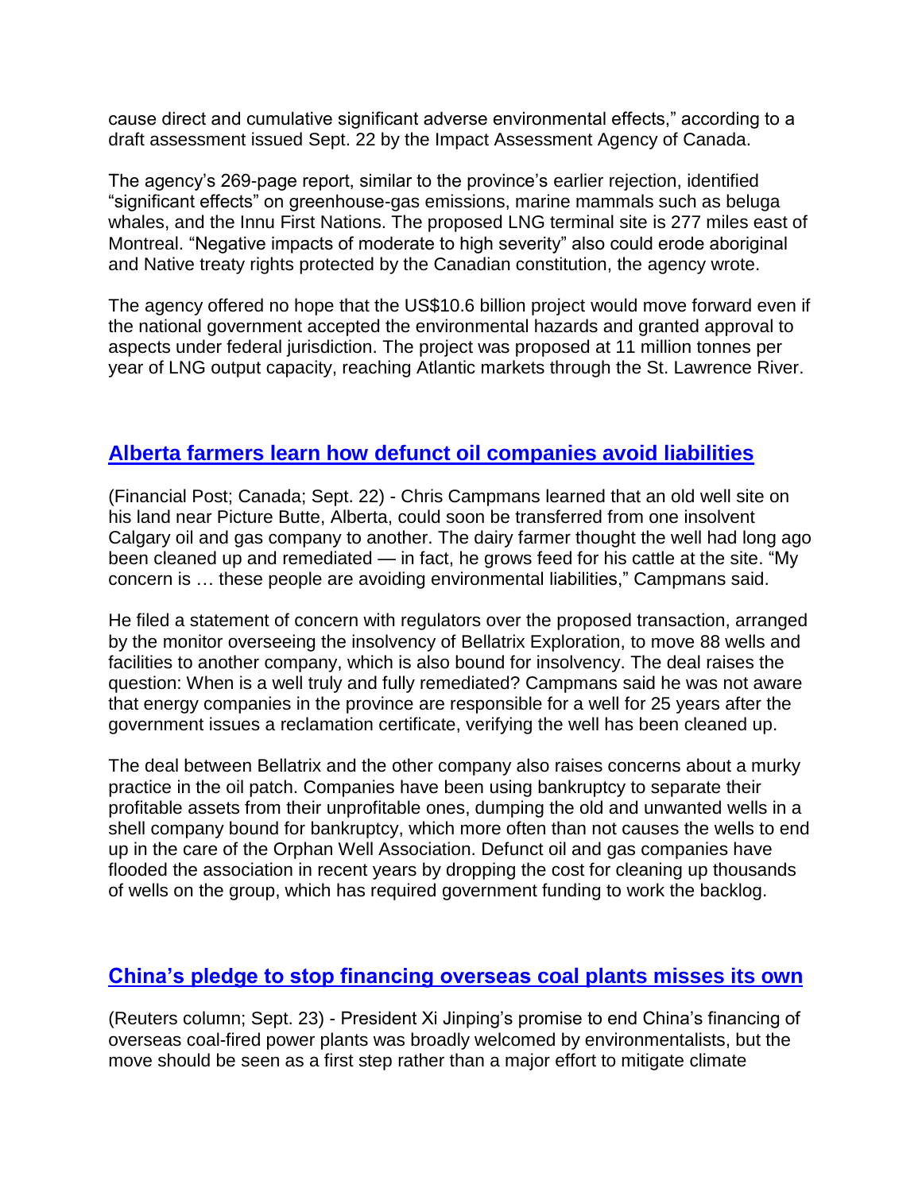cause direct and cumulative significant adverse environmental effects," according to a draft assessment issued Sept. 22 by the Impact Assessment Agency of Canada.

The agency's 269-page report, similar to the province's earlier rejection, identified "significant effects" on greenhouse-gas emissions, marine mammals such as beluga whales, and the Innu First Nations. The proposed LNG terminal site is 277 miles east of Montreal. "Negative impacts of moderate to high severity" also could erode aboriginal and Native treaty rights protected by the Canadian constitution, the agency wrote.

The agency offered no hope that the US$10.6 billion project would move forward even if the national government accepted the environmental hazards and granted approval to aspects under federal jurisdiction. The project was proposed at 11 million tonnes per year of LNG output capacity, reaching Atlantic markets through the St. Lawrence River.

## Alberta farmers learn how defunct oil companies avoid liabilities

(Financial Post; Canada; Sept. 22) - Chris Campmans learned that an old well site on his land near Picture Butte, Alberta, could soon be transferred from one insolvent Calgary oil and gas company to another. The dairy farmer thought the well had long ago been cleaned up and remediated — in fact, he grows feed for his cattle at the site. "My concern is … these people are avoiding environmental liabilities," Campmans said.

He filed a statement of concern with regulators over the proposed transaction, arranged by the monitor overseeing the insolvency of Bellatrix Exploration, to move 88 wells and facilities to another company, which is also bound for insolvency. The deal raises the question: When is a well truly and fully remediated? Campmans said he was not aware that energy companies in the province are responsible for a well for 25 years after the government issues a reclamation certificate, verifying the well has been cleaned up.

The deal between Bellatrix and the other company also raises concerns about a murky practice in the oil patch. Companies have been using bankruptcy to separate their profitable assets from their unprofitable ones, dumping the old and unwanted wells in a shell company bound for bankruptcy, which more often than not causes the wells to end up in the care of the Orphan Well Association. Defunct oil and gas companies have flooded the association in recent years by dropping the cost for cleaning up thousands of wells on the group, which has required government funding to work the backlog.

## China's pledge to stop financing overseas coal plants misses its own

(Reuters column; Sept. 23) - President Xi Jinping's promise to end China's financing of overseas coal-fired power plants was broadly welcomed by environmentalists, but the move should be seen as a first step rather than a major effort to mitigate climate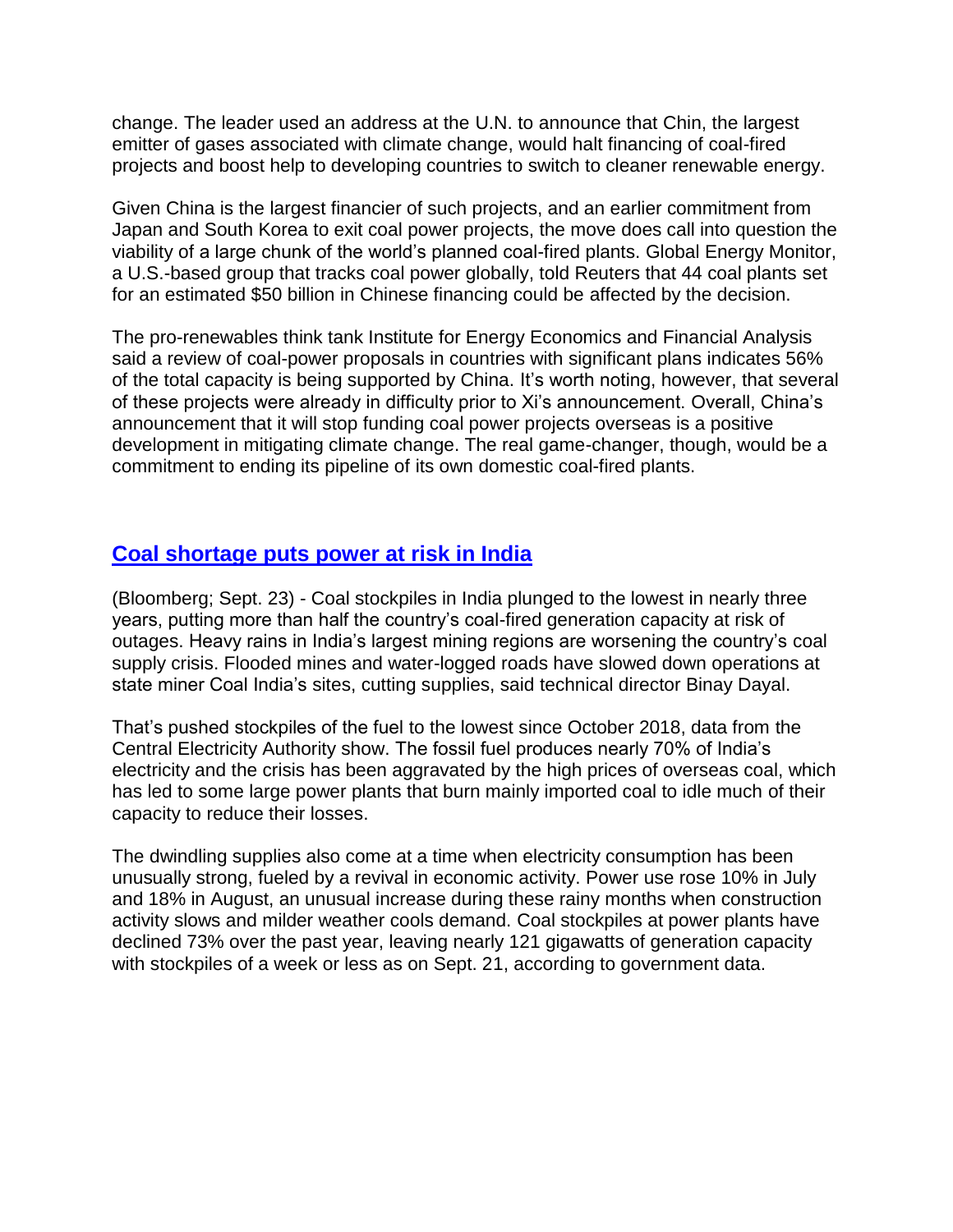change. The leader used an address at the U.N. to announce that Chin, the largest emitter of gases associated with climate change, would halt financing of coal-fired projects and boost help to developing countries to switch to cleaner renewable energy.

Given China is the largest financier of such projects, and an earlier commitment from Japan and South Korea to exit coal power projects, the move does call into question the viability of a large chunk of the world's planned coal-fired plants. Global Energy Monitor, a U.S.-based group that tracks coal power globally, told Reuters that 44 coal plants set for an estimated $50 billion in Chinese financing could be affected by the decision.

The pro-renewables think tank Institute for Energy Economics and Financial Analysis said a review of coal-power proposals in countries with significant plans indicates 56% of the total capacity is being supported by China. It's worth noting, however, that several of these projects were already in difficulty prior to Xi's announcement. Overall, China's announcement that it will stop funding coal power projects overseas is a positive development in mitigating climate change. The real game-changer, though, would be a commitment to ending its pipeline of its own domestic coal-fired plants.

## Coal shortage puts power at risk in India

(Bloomberg; Sept. 23) - Coal stockpiles in India plunged to the lowest in nearly three years, putting more than half the country's coal-fired generation capacity at risk of outages. Heavy rains in India's largest mining regions are worsening the country's coal supply crisis. Flooded mines and water-logged roads have slowed down operations at state miner Coal India's sites, cutting supplies, said technical director Binay Dayal.

That's pushed stockpiles of the fuel to the lowest since October 2018, data from the Central Electricity Authority show. The fossil fuel produces nearly 70% of India's electricity and the crisis has been aggravated by the high prices of overseas coal, which has led to some large power plants that burn mainly imported coal to idle much of their capacity to reduce their losses.

The dwindling supplies also come at a time when electricity consumption has been unusually strong, fueled by a revival in economic activity. Power use rose 10% in July and 18% in August, an unusual increase during these rainy months when construction activity slows and milder weather cools demand. Coal stockpiles at power plants have declined 73% over the past year, leaving nearly 121 gigawatts of generation capacity with stockpiles of a week or less as on Sept. 21, according to government data.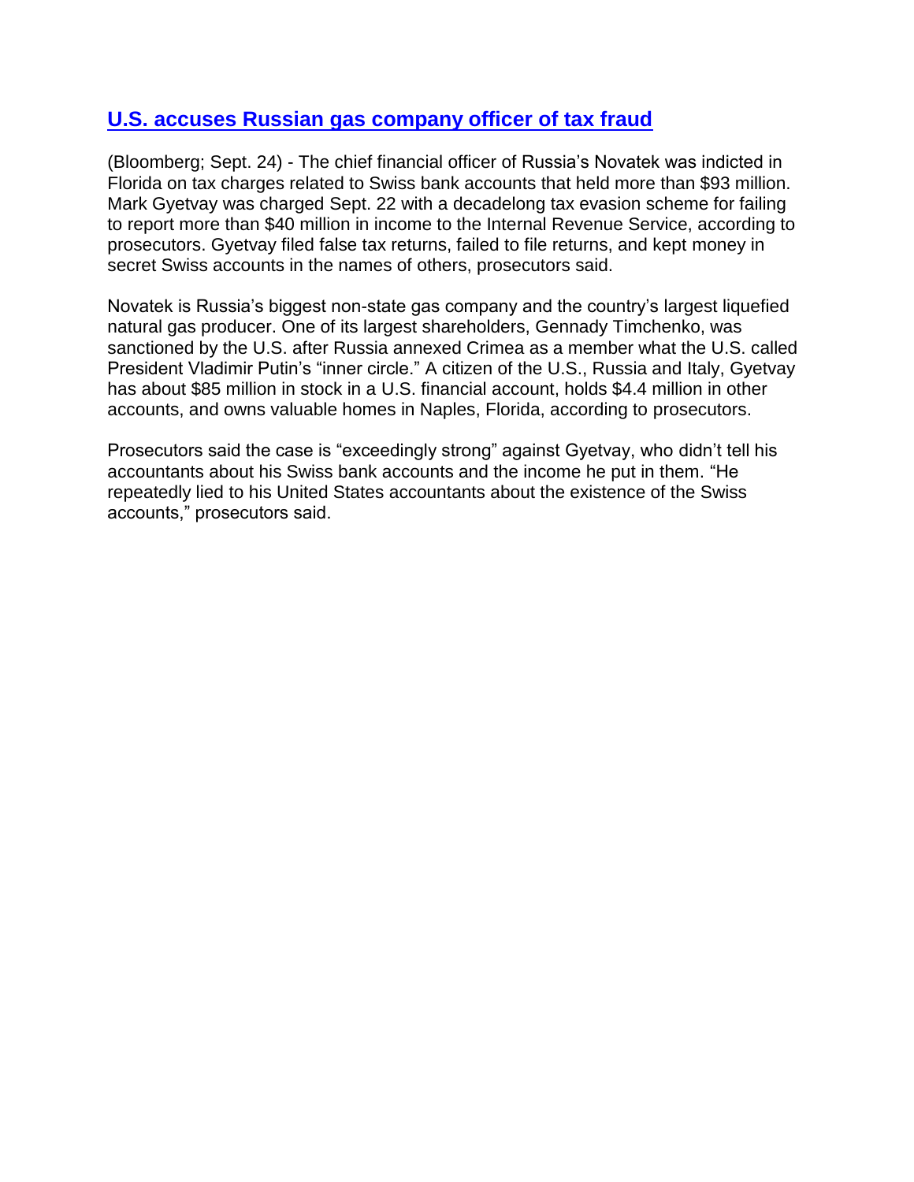## U.S. accuses Russian gas company officer of tax fraud

(Bloomberg; Sept. 24) - The chief financial officer of Russia's Novatek was indicted in Florida on tax charges related to Swiss bank accounts that held more than $93 million. Mark Gyetvay was charged Sept. 22 with a decadelong tax evasion scheme for failing to report more than $40 million in income to the Internal Revenue Service, according to prosecutors. Gyetvay filed false tax returns, failed to file returns, and kept money in secret Swiss accounts in the names of others, prosecutors said.

Novatek is Russia's biggest non-state gas company and the country's largest liquefied natural gas producer. One of its largest shareholders, Gennady Timchenko, was sanctioned by the U.S. after Russia annexed Crimea as a member what the U.S. called President Vladimir Putin's "inner circle." A citizen of the U.S., Russia and Italy, Gyetvay has about $85 million in stock in a U.S. financial account, holds $4.4 million in other accounts, and owns valuable homes in Naples, Florida, according to prosecutors.

Prosecutors said the case is "exceedingly strong" against Gyetvay, who didn't tell his accountants about his Swiss bank accounts and the income he put in them. "He repeatedly lied to his United States accountants about the existence of the Swiss accounts," prosecutors said.